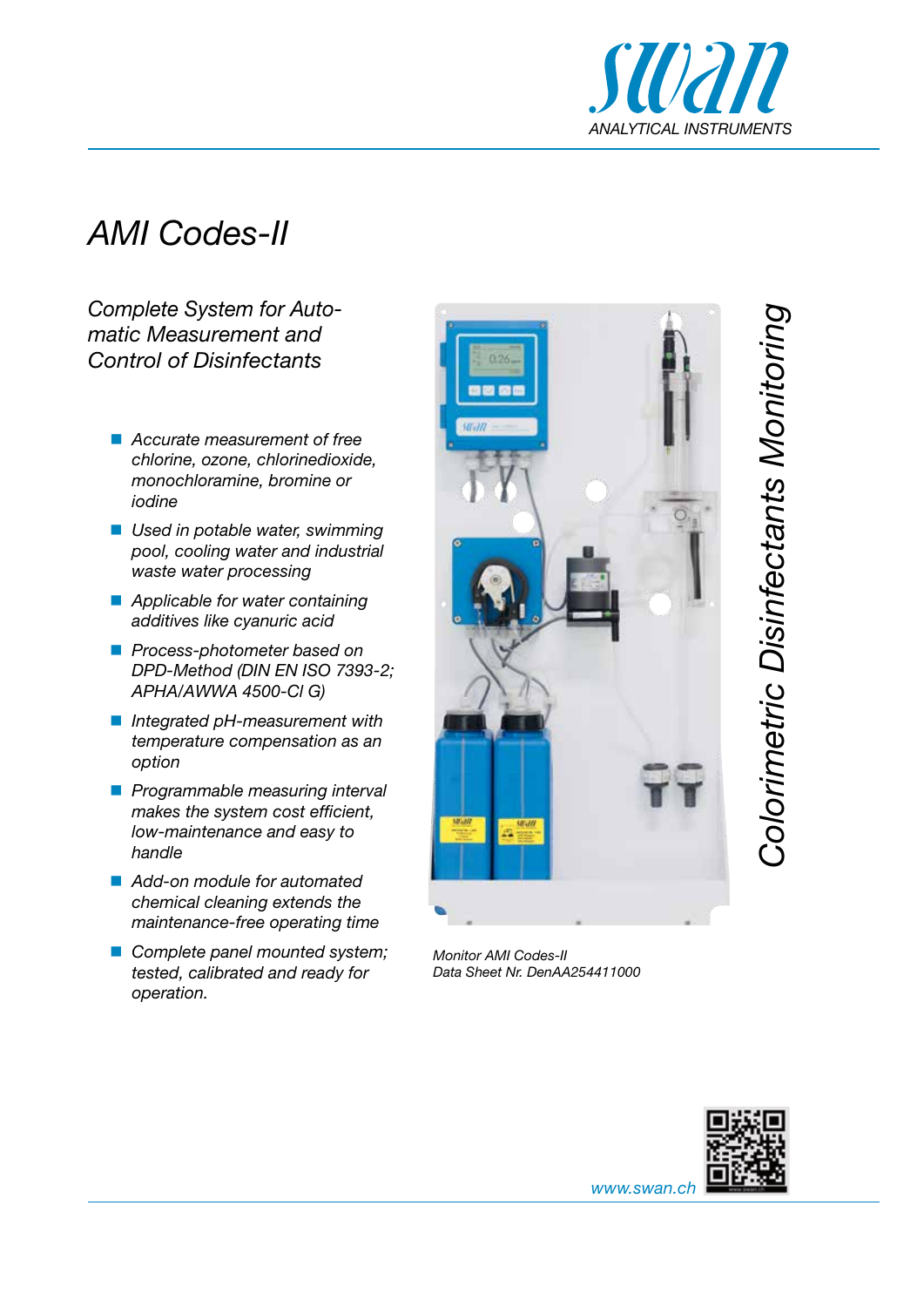swan
ANALYTICAL INSTRUMENTS

# AMI Codes-II

*Complete System for Automatic Measurement and Control of Disinfectants*

- *Accurate measurement of free chlorine, ozone, chlorinedioxide, monochloramine, bromine or iodine*
- *Used in potable water, swimming pool, cooling water and industrial waste water processing*
- *Applicable for water containing additives like cyanuric acid*
- *Process-photometer based on DPD-Method (DIN EN ISO 7393-2; APHA/AWWA 4500-Cl G)*
- *Integrated pH-measurement with temperature compensation as an option*
- *Programmable measuring interval makes the system cost efficient, low-maintenance and easy to handle*
- *Add-on module for automated chemical cleaning extends the maintenance-free operating time*
- *Complete panel mounted system; tested, calibrated and ready for operation.*

*Monitor AMI Codes-II*
*Data Sheet Nr. DenAA254411000*

*Colorimetric Disinfectants Monitoring*

*www.swan.ch*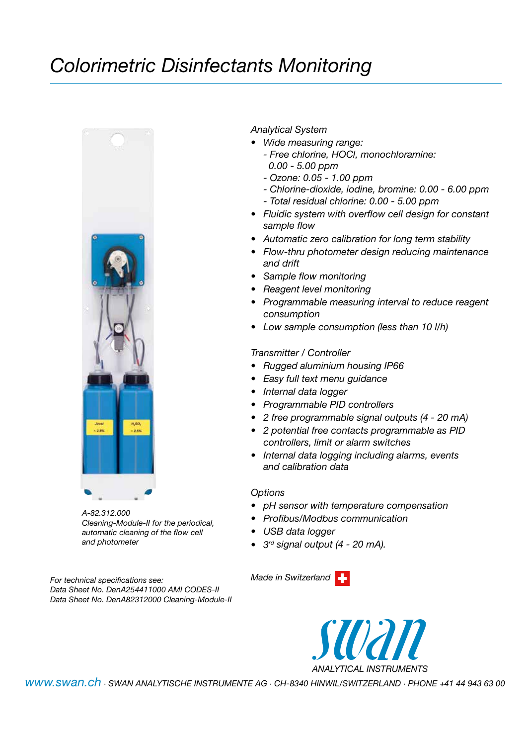# *Colorimetric Disinfectants Monitoring*

*A-82.312.000*
*Cleaning-Module-II for the periodical, automatic cleaning of the flow cell and photometer*

*Analytical System*

- *Wide measuring range:*
  - *Free chlorine, HOCl, monochloramine: 0.00 - 5.00 ppm*
  - *Ozone: 0.05 - 1.00 ppm*
  - *Chlorine-dioxide, iodine, bromine: 0.00 - 6.00 ppm*
  - *Total residual chlorine: 0.00 - 5.00 ppm*
- *Fluidic system with overflow cell design for constant sample flow*
- *Automatic zero calibration for long term stability*
- *Flow-thru photometer design reducing maintenance and drift*
- *Sample flow monitoring*
- *Reagent level monitoring*
- *Programmable measuring interval to reduce reagent consumption*
- *Low sample consumption (less than 10 l/h)*

*Transmitter / Controller*

- *Rugged aluminium housing IP66*
- *Easy full text menu guidance*
- *Internal data logger*
- *Programmable PID controllers*
- *2 free programmable signal outputs (4 - 20 mA)*
- *2 potential free contacts programmable as PID controllers, limit or alarm switches*
- *Internal data logging including alarms, events and calibration data*

*Options*

- *pH sensor with temperature compensation*
- *Profibus/Modbus communication*
- *USB data logger*
- *3rd signal output (4 - 20 mA).*

*For technical specifications see:*
*Data Sheet No. DenA254411000 AMI CODES-II*
*Data Sheet No. DenA82312000 Cleaning-Module-II*

*Made in Switzerland*

swan
*ANALYTICAL INSTRUMENTS*

*www.swan.ch · SWAN ANALYTISCHE INSTRUMENTE AG · CH-8340 HINWIL/SWITZERLAND · PHONE +41 44 943 63 00*